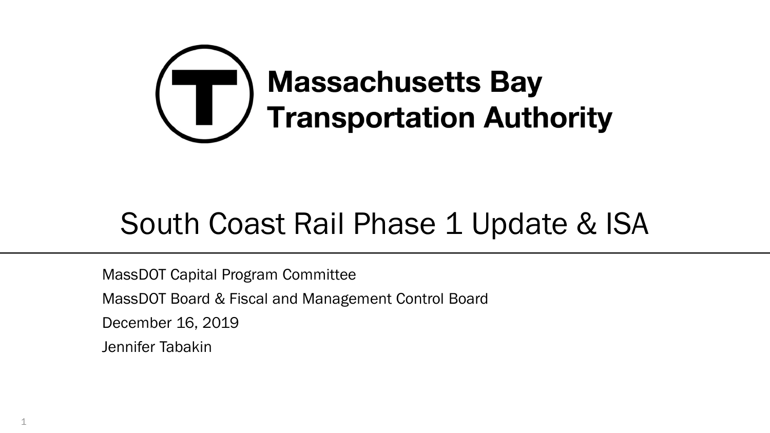**Massachusetts Bay Transportation Authority**

# South Coast Rail Phase 1 Update & ISA

MassDOT Capital Program Committee

MassDOT Board & Fiscal and Management Control Board

December 16, 2019

Jennifer Tabakin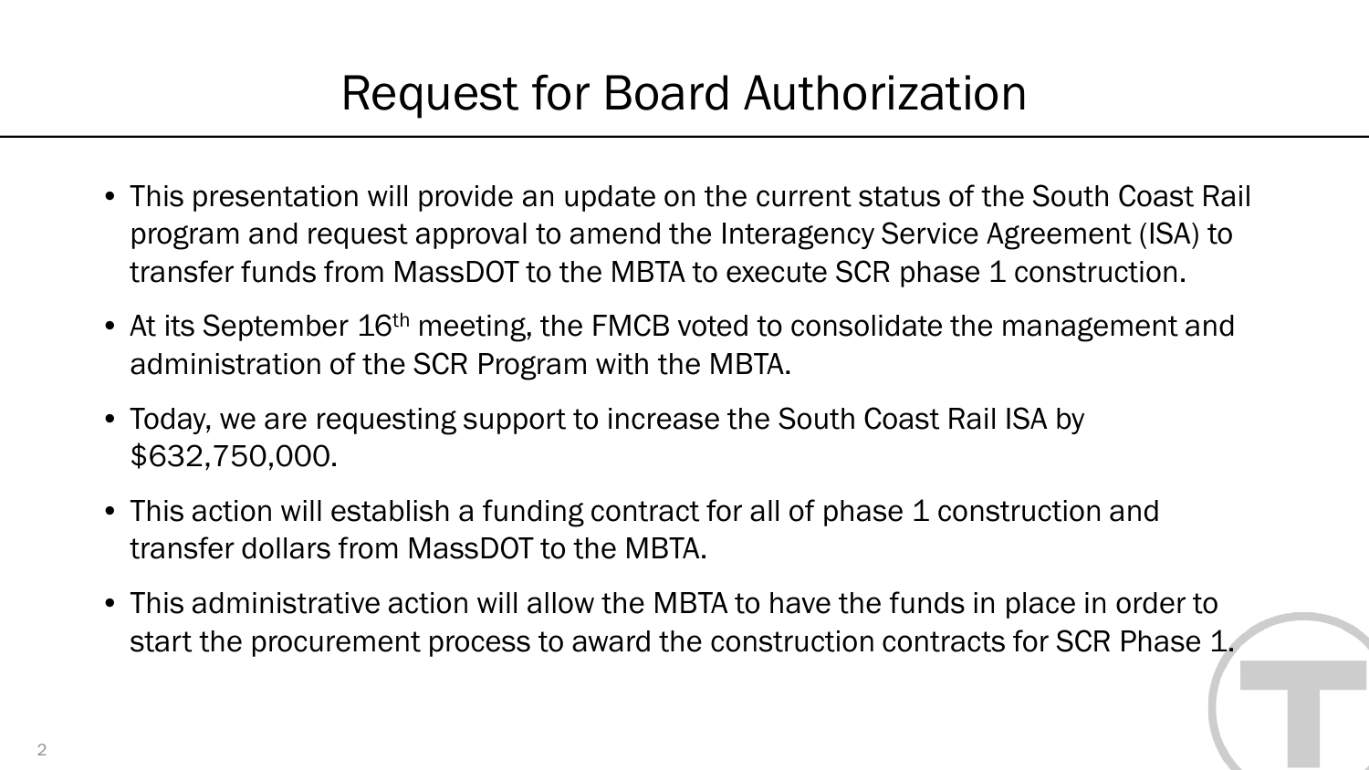# Request for Board Authorization

- This presentation will provide an update on the current status of the South Coast Rail program and request approval to amend the Interagency Service Agreement (ISA) to transfer funds from MassDOT to the MBTA to execute SCR phase 1 construction.
- At its September 16th meeting, the FMCB voted to consolidate the management and administration of the SCR Program with the MBTA.
- Today, we are requesting support to increase the South Coast Rail ISA by $632,750,000.
- This action will establish a funding contract for all of phase 1 construction and transfer dollars from MassDOT to the MBTA.
- This administrative action will allow the MBTA to have the funds in place in order to start the procurement process to award the construction contracts for SCR Phase 1.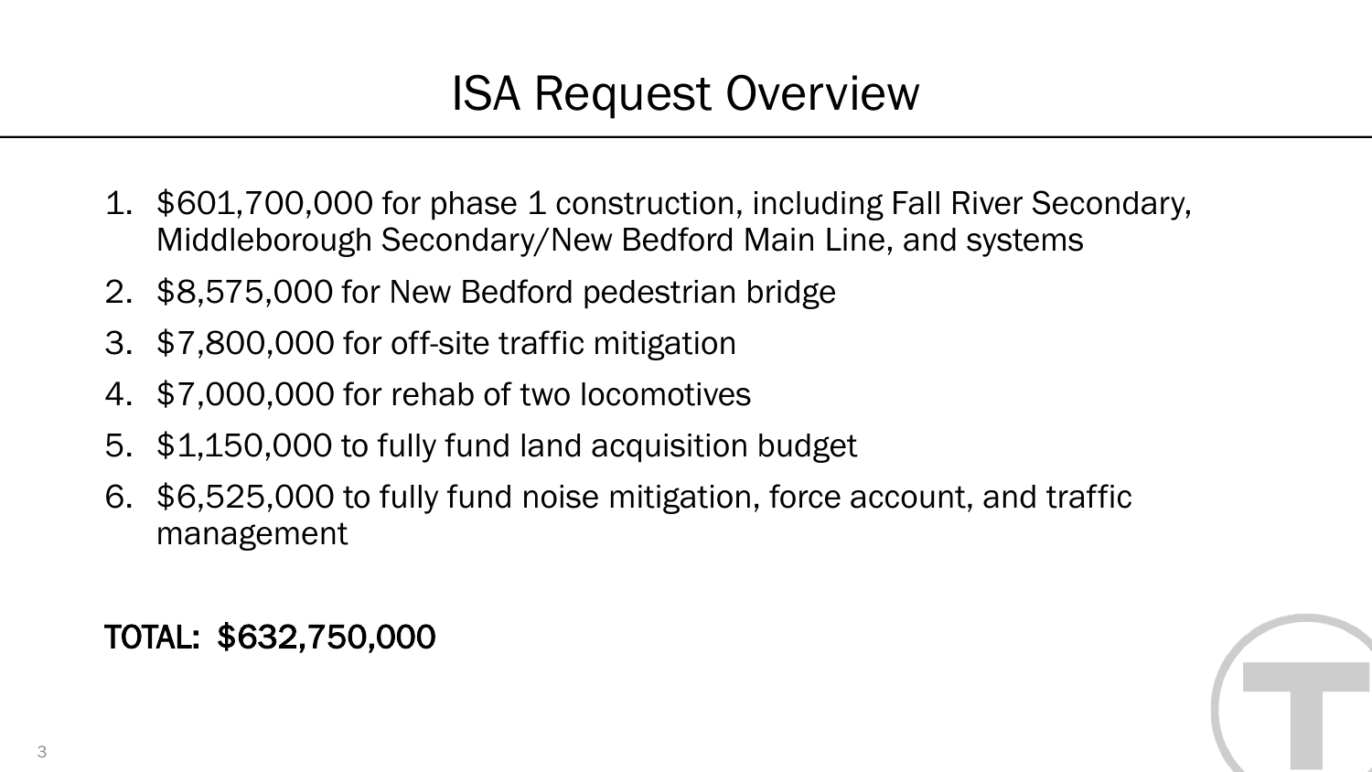# ISA Request Overview

1. $601,700,000 for phase 1 construction, including Fall River Secondary, Middleborough Secondary/New Bedford Main Line, and systems
2. $8,575,000 for New Bedford pedestrian bridge
3. $7,800,000 for off-site traffic mitigation
4. $7,000,000 for rehab of two locomotives
5. $1,150,000 to fully fund land acquisition budget
6. $6,525,000 to fully fund noise mitigation, force account, and traffic management

TOTAL: $632,750,000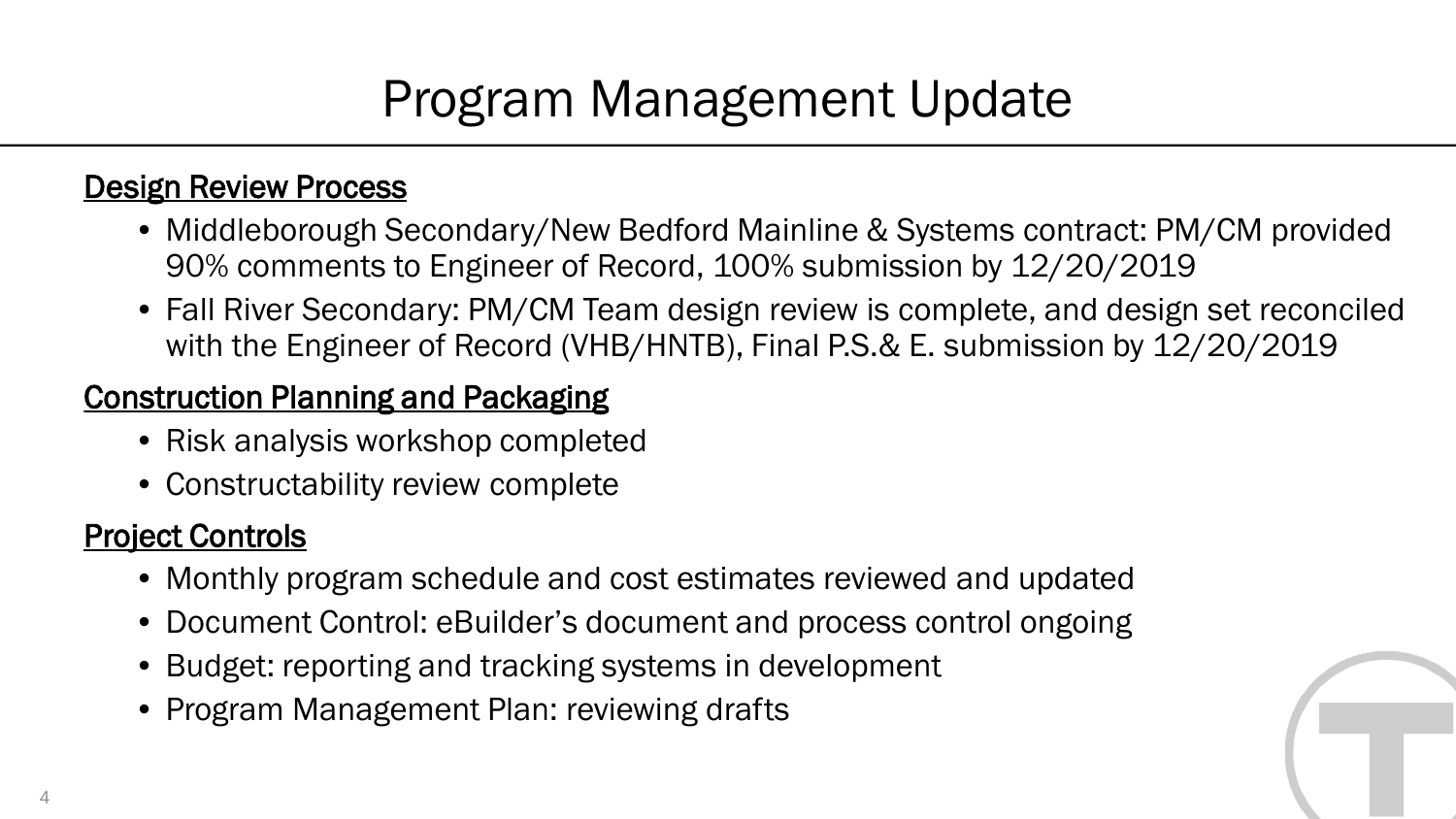# Program Management Update

**Design Review Process**

- Middleborough Secondary/New Bedford Mainline & Systems contract: PM/CM provided 90% comments to Engineer of Record, 100% submission by 12/20/2019
- Fall River Secondary: PM/CM Team design review is complete, and design set reconciled with the Engineer of Record (VHB/HNTB), Final P.S.& E. submission by 12/20/2019

**Construction Planning and Packaging**

- Risk analysis workshop completed
- Constructability review complete

**Project Controls**

- Monthly program schedule and cost estimates reviewed and updated
- Document Control: eBuilder's document and process control ongoing
- Budget: reporting and tracking systems in development
- Program Management Plan: reviewing drafts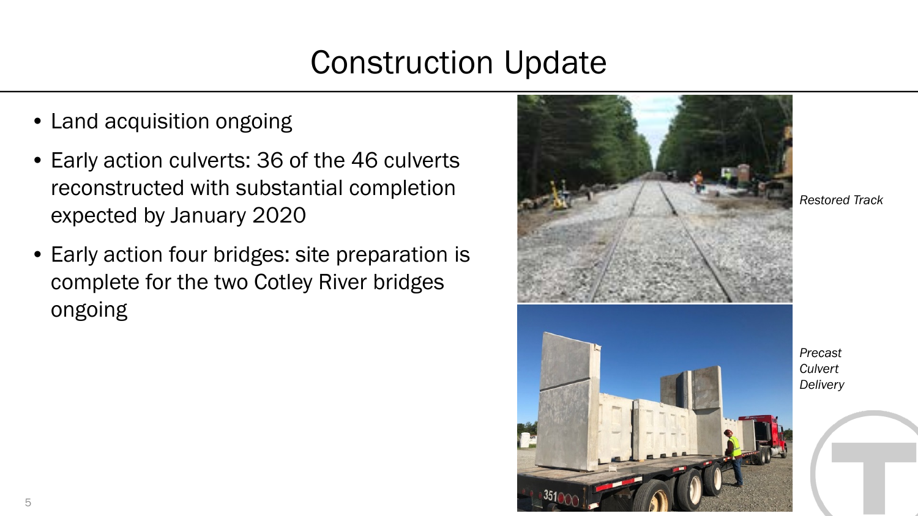# Construction Update

- Land acquisition ongoing
- Early action culverts: 36 of the 46 culverts reconstructed with substantial completion expected by January 2020
- Early action four bridges: site preparation is complete for the two Cotley River bridges ongoing

*Restored Track*

*Precast Culvert Delivery*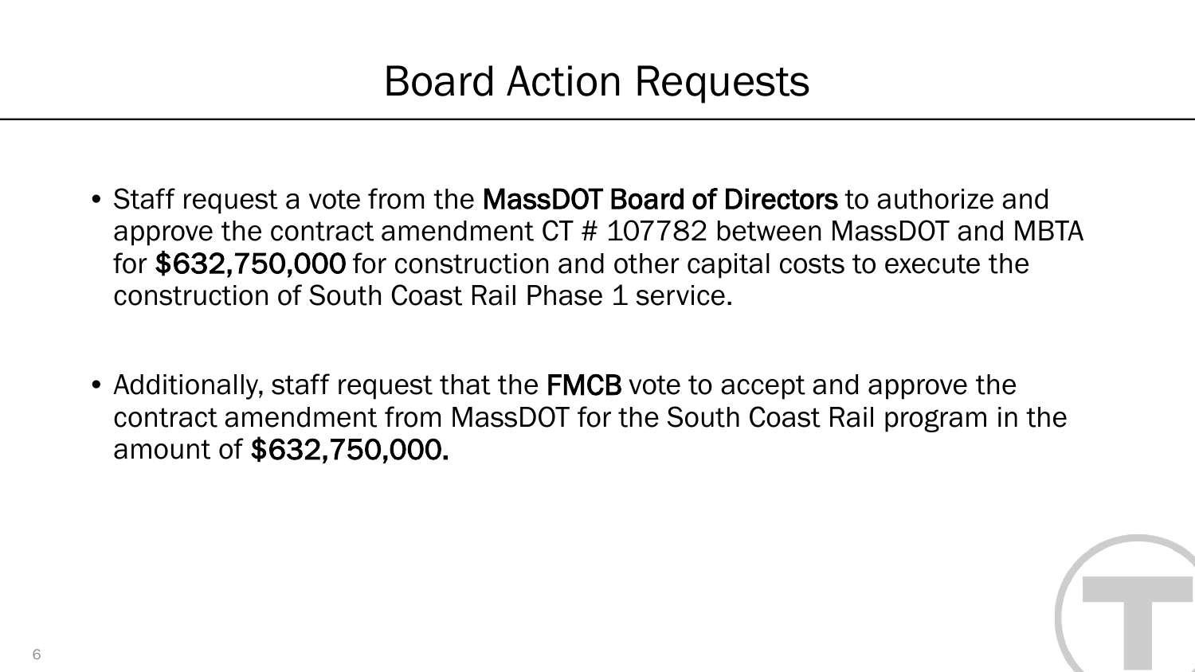# Board Action Requests

- Staff request a vote from the **MassDOT Board of Directors** to authorize and approve the contract amendment CT # 107782 between MassDOT and MBTA for **$632,750,000** for construction and other capital costs to execute the construction of South Coast Rail Phase 1 service.

- Additionally, staff request that the **FMCB** vote to accept and approve the contract amendment from MassDOT for the South Coast Rail program in the amount of **$632,750,000.**